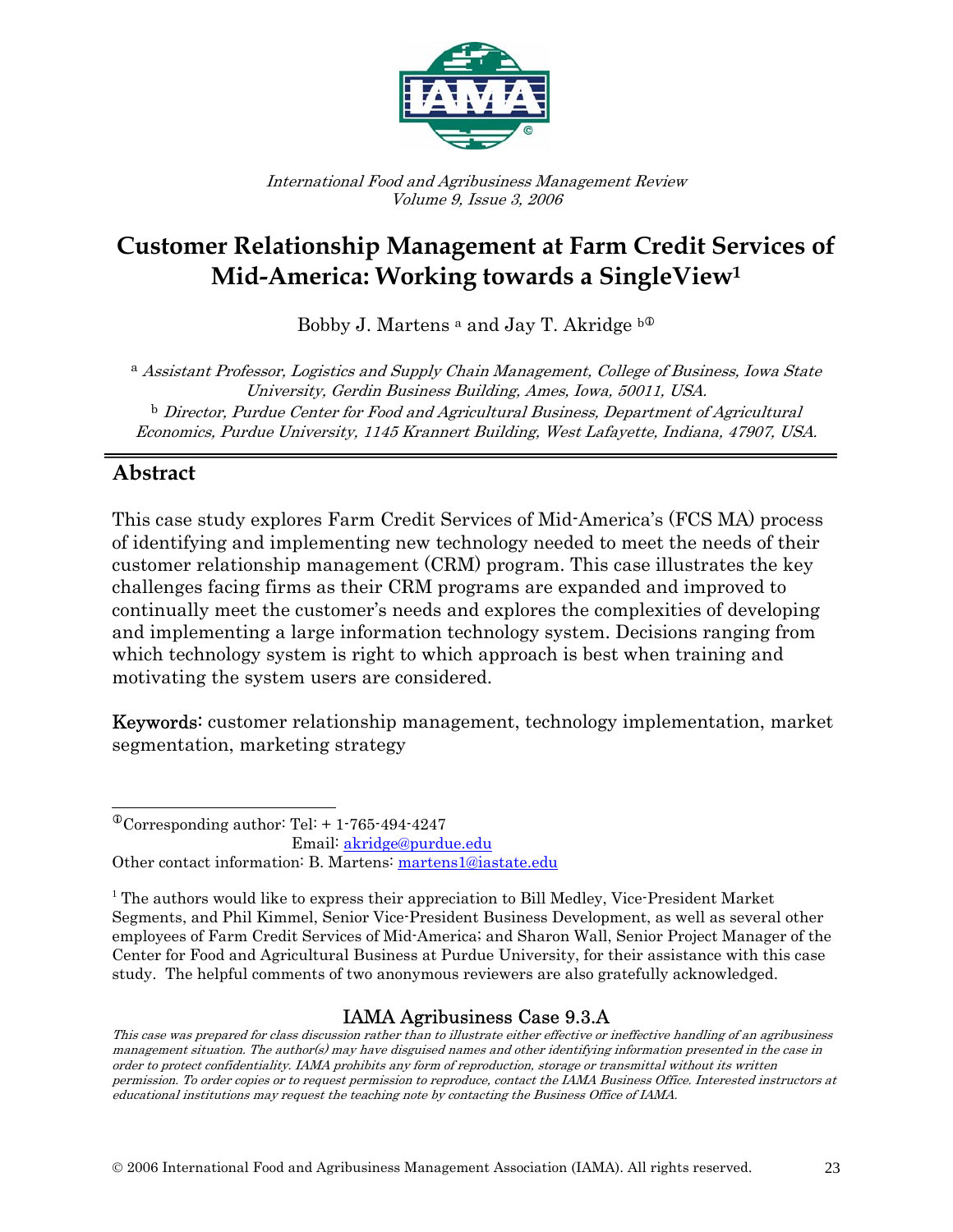*International Food and Agribusiness Management Review*
*Volume 9, Issue 3, 2006*

# Customer Relationship Management at Farm Credit Services of Mid-America: Working towards a SingleView[1]

Bobby J. Martens [a] and Jay T. Akridge [b]①

[a] *Assistant Professor, Logistics and Supply Chain Management, College of Business, Iowa State University, Gerdin Business Building, Ames, Iowa, 50011, USA.*
[b] *Director, Purdue Center for Food and Agricultural Business, Department of Agricultural Economics, Purdue University, 1145 Krannert Building, West Lafayette, Indiana, 47907, USA.*

## Abstract

This case study explores Farm Credit Services of Mid-America's (FCS MA) process of identifying and implementing new technology needed to meet the needs of their customer relationship management (CRM) program. This case illustrates the key challenges facing firms as their CRM programs are expanded and improved to continually meet the customer's needs and explores the complexities of developing and implementing a large information technology system. Decisions ranging from which technology system is right to which approach is best when training and motivating the system users are considered.

**Keywords:** customer relationship management, technology implementation, market segmentation, marketing strategy

---

①Corresponding author: Tel: + 1-765-494-4247
Email: akridge@purdue.edu
Other contact information: B. Martens: martens1@iastate.edu

[1] The authors would like to express their appreciation to Bill Medley, Vice-President Market Segments, and Phil Kimmel, Senior Vice-President Business Development, as well as several other employees of Farm Credit Services of Mid-America; and Sharon Wall, Senior Project Manager of the Center for Food and Agricultural Business at Purdue University, for their assistance with this case study. The helpful comments of two anonymous reviewers are also gratefully acknowledged.

IAMA Agribusiness Case 9.3.A

*This case was prepared for class discussion rather than to illustrate either effective or ineffective handling of an agribusiness management situation. The author(s) may have disguised names and other identifying information presented in the case in order to protect confidentiality. IAMA prohibits any form of reproduction, storage or transmittal without its written permission. To order copies or to request permission to reproduce, contact the IAMA Business Office. Interested instructors at educational institutions may request the teaching note by contacting the Business Office of IAMA.*

© 2006 International Food and Agribusiness Management Association (IAMA). All rights reserved.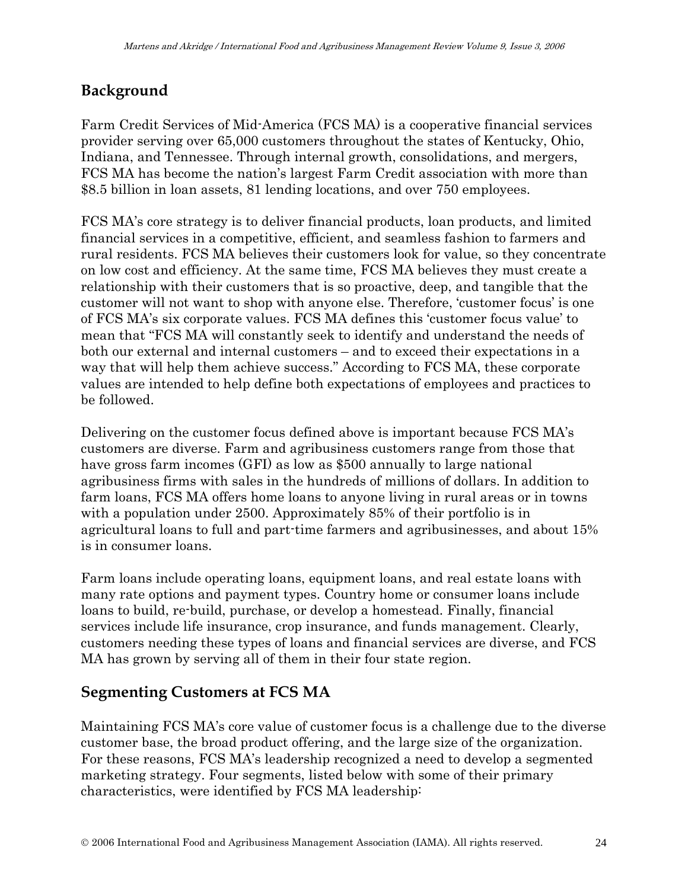## Background

Farm Credit Services of Mid-America (FCS MA) is a cooperative financial services provider serving over 65,000 customers throughout the states of Kentucky, Ohio, Indiana, and Tennessee. Through internal growth, consolidations, and mergers, FCS MA has become the nation's largest Farm Credit association with more than $8.5 billion in loan assets, 81 lending locations, and over 750 employees.

FCS MA's core strategy is to deliver financial products, loan products, and limited financial services in a competitive, efficient, and seamless fashion to farmers and rural residents. FCS MA believes their customers look for value, so they concentrate on low cost and efficiency. At the same time, FCS MA believes they must create a relationship with their customers that is so proactive, deep, and tangible that the customer will not want to shop with anyone else. Therefore, 'customer focus' is one of FCS MA's six corporate values. FCS MA defines this 'customer focus value' to mean that "FCS MA will constantly seek to identify and understand the needs of both our external and internal customers – and to exceed their expectations in a way that will help them achieve success." According to FCS MA, these corporate values are intended to help define both expectations of employees and practices to be followed.

Delivering on the customer focus defined above is important because FCS MA's customers are diverse. Farm and agribusiness customers range from those that have gross farm incomes (GFI) as low as $500 annually to large national agribusiness firms with sales in the hundreds of millions of dollars. In addition to farm loans, FCS MA offers home loans to anyone living in rural areas or in towns with a population under 2500. Approximately 85% of their portfolio is in agricultural loans to full and part-time farmers and agribusinesses, and about 15% is in consumer loans.

Farm loans include operating loans, equipment loans, and real estate loans with many rate options and payment types. Country home or consumer loans include loans to build, re-build, purchase, or develop a homestead. Finally, financial services include life insurance, crop insurance, and funds management. Clearly, customers needing these types of loans and financial services are diverse, and FCS MA has grown by serving all of them in their four state region.

## Segmenting Customers at FCS MA

Maintaining FCS MA's core value of customer focus is a challenge due to the diverse customer base, the broad product offering, and the large size of the organization. For these reasons, FCS MA's leadership recognized a need to develop a segmented marketing strategy. Four segments, listed below with some of their primary characteristics, were identified by FCS MA leadership: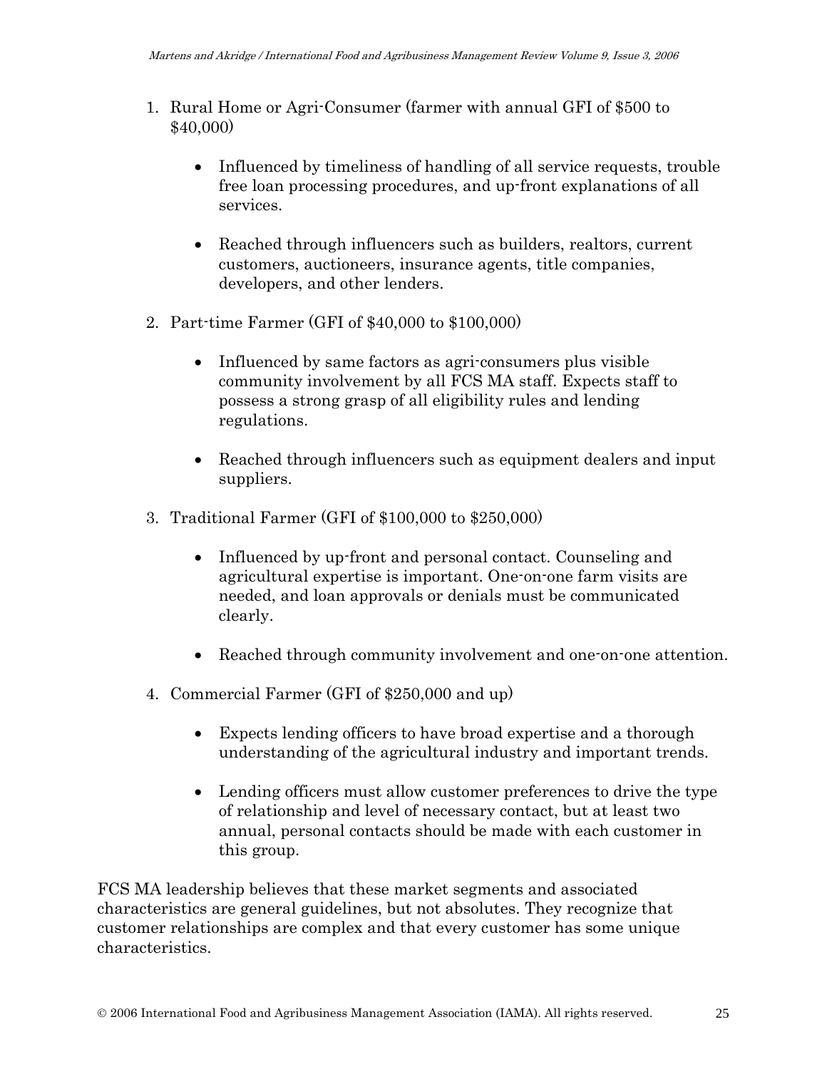1. Rural Home or Agri-Consumer (farmer with annual GFI of $500 to $40,000)

    - Influenced by timeliness of handling of all service requests, trouble free loan processing procedures, and up-front explanations of all services.

    - Reached through influencers such as builders, realtors, current customers, auctioneers, insurance agents, title companies, developers, and other lenders.

2. Part-time Farmer (GFI of $40,000 to $100,000)

    - Influenced by same factors as agri-consumers plus visible community involvement by all FCS MA staff. Expects staff to possess a strong grasp of all eligibility rules and lending regulations.

    - Reached through influencers such as equipment dealers and input suppliers.

3. Traditional Farmer (GFI of $100,000 to $250,000)

    - Influenced by up-front and personal contact. Counseling and agricultural expertise is important. One-on-one farm visits are needed, and loan approvals or denials must be communicated clearly.

    - Reached through community involvement and one-on-one attention.

4. Commercial Farmer (GFI of $250,000 and up)

    - Expects lending officers to have broad expertise and a thorough understanding of the agricultural industry and important trends.

    - Lending officers must allow customer preferences to drive the type of relationship and level of necessary contact, but at least two annual, personal contacts should be made with each customer in this group.

FCS MA leadership believes that these market segments and associated characteristics are general guidelines, but not absolutes. They recognize that customer relationships are complex and that every customer has some unique characteristics.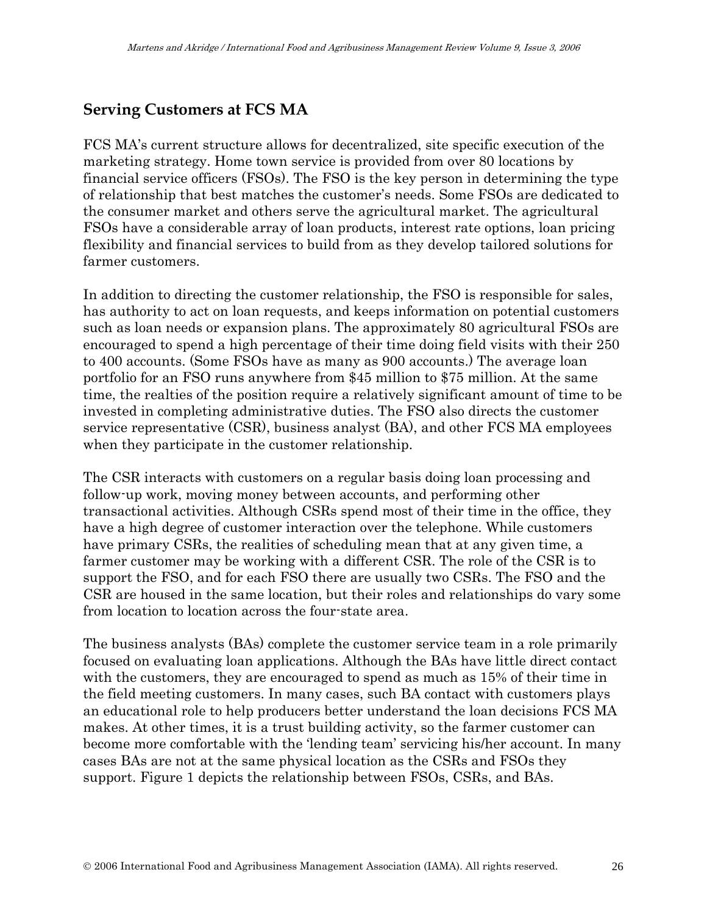## Serving Customers at FCS MA

FCS MA's current structure allows for decentralized, site specific execution of the marketing strategy. Home town service is provided from over 80 locations by financial service officers (FSOs). The FSO is the key person in determining the type of relationship that best matches the customer's needs. Some FSOs are dedicated to the consumer market and others serve the agricultural market. The agricultural FSOs have a considerable array of loan products, interest rate options, loan pricing flexibility and financial services to build from as they develop tailored solutions for farmer customers.

In addition to directing the customer relationship, the FSO is responsible for sales, has authority to act on loan requests, and keeps information on potential customers such as loan needs or expansion plans. The approximately 80 agricultural FSOs are encouraged to spend a high percentage of their time doing field visits with their 250 to 400 accounts. (Some FSOs have as many as 900 accounts.) The average loan portfolio for an FSO runs anywhere from $45 million to $75 million. At the same time, the realties of the position require a relatively significant amount of time to be invested in completing administrative duties. The FSO also directs the customer service representative (CSR), business analyst (BA), and other FCS MA employees when they participate in the customer relationship.

The CSR interacts with customers on a regular basis doing loan processing and follow-up work, moving money between accounts, and performing other transactional activities. Although CSRs spend most of their time in the office, they have a high degree of customer interaction over the telephone. While customers have primary CSRs, the realities of scheduling mean that at any given time, a farmer customer may be working with a different CSR. The role of the CSR is to support the FSO, and for each FSO there are usually two CSRs. The FSO and the CSR are housed in the same location, but their roles and relationships do vary some from location to location across the four-state area.

The business analysts (BAs) complete the customer service team in a role primarily focused on evaluating loan applications. Although the BAs have little direct contact with the customers, they are encouraged to spend as much as 15% of their time in the field meeting customers. In many cases, such BA contact with customers plays an educational role to help producers better understand the loan decisions FCS MA makes. At other times, it is a trust building activity, so the farmer customer can become more comfortable with the 'lending team' servicing his/her account. In many cases BAs are not at the same physical location as the CSRs and FSOs they support. Figure 1 depicts the relationship between FSOs, CSRs, and BAs.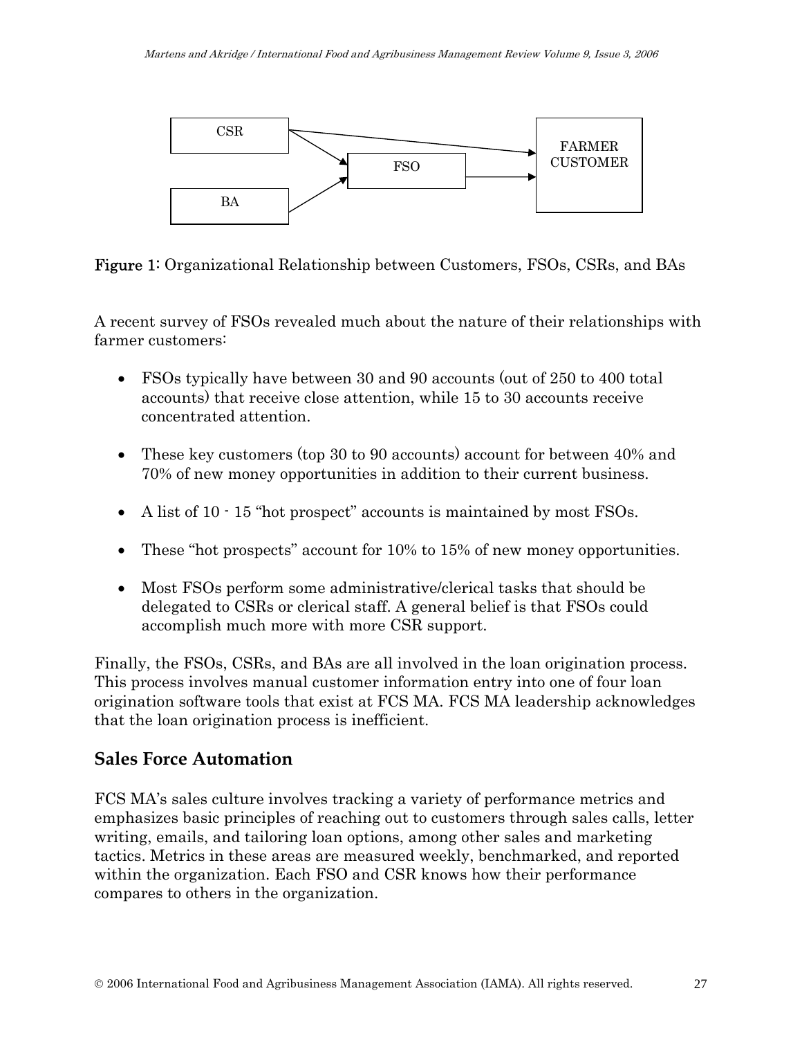Figure 1: Organizational Relationship between Customers, FSOs, CSRs, and BAs

A recent survey of FSOs revealed much about the nature of their relationships with farmer customers:

- FSOs typically have between 30 and 90 accounts (out of 250 to 400 total accounts) that receive close attention, while 15 to 30 accounts receive concentrated attention.
- These key customers (top 30 to 90 accounts) account for between 40% and 70% of new money opportunities in addition to their current business.
- A list of 10 - 15 "hot prospect" accounts is maintained by most FSOs.
- These "hot prospects" account for 10% to 15% of new money opportunities.
- Most FSOs perform some administrative/clerical tasks that should be delegated to CSRs or clerical staff. A general belief is that FSOs could accomplish much more with more CSR support.

Finally, the FSOs, CSRs, and BAs are all involved in the loan origination process. This process involves manual customer information entry into one of four loan origination software tools that exist at FCS MA. FCS MA leadership acknowledges that the loan origination process is inefficient.

## Sales Force Automation

FCS MA's sales culture involves tracking a variety of performance metrics and emphasizes basic principles of reaching out to customers through sales calls, letter writing, emails, and tailoring loan options, among other sales and marketing tactics. Metrics in these areas are measured weekly, benchmarked, and reported within the organization. Each FSO and CSR knows how their performance compares to others in the organization.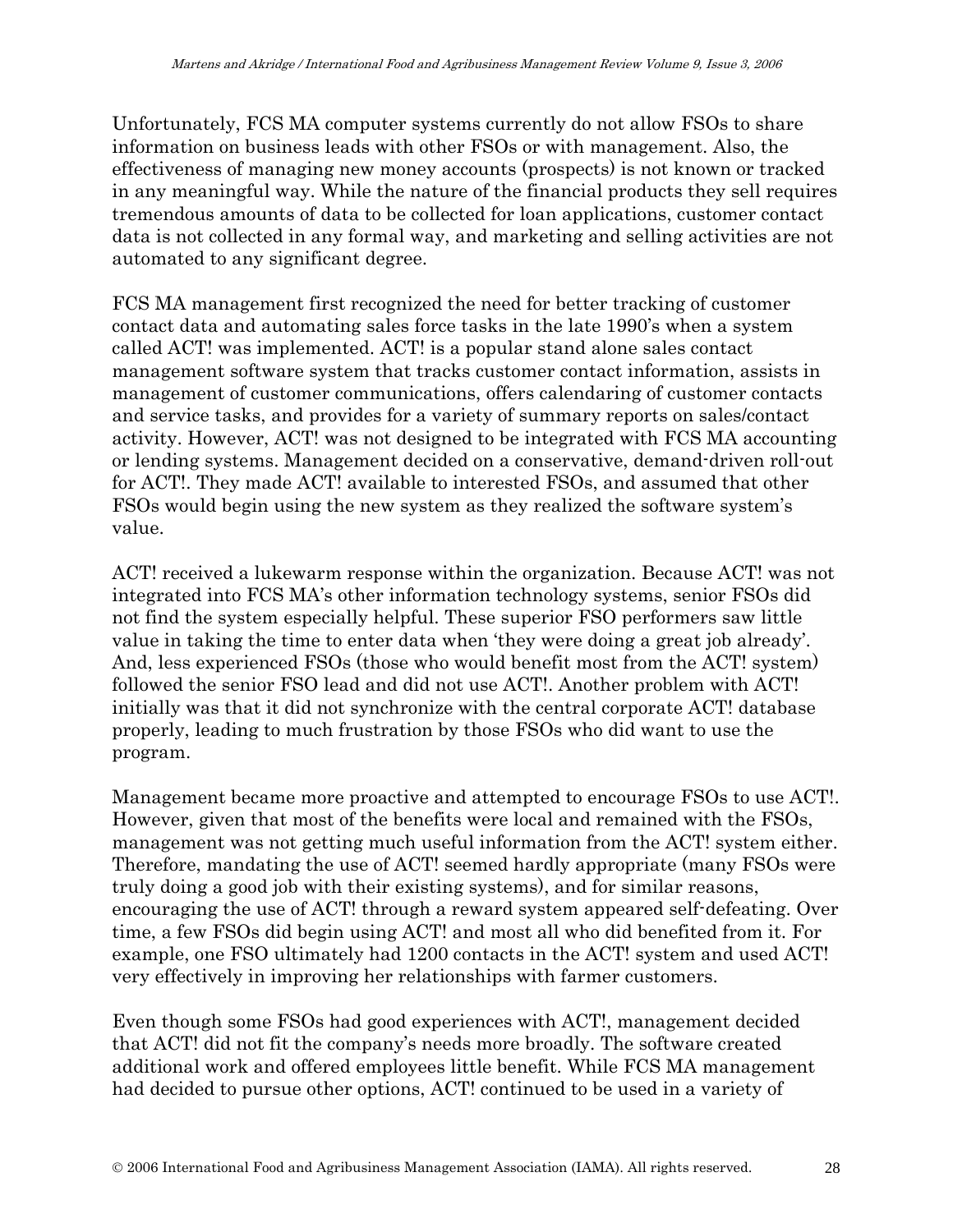Unfortunately, FCS MA computer systems currently do not allow FSOs to share information on business leads with other FSOs or with management. Also, the effectiveness of managing new money accounts (prospects) is not known or tracked in any meaningful way. While the nature of the financial products they sell requires tremendous amounts of data to be collected for loan applications, customer contact data is not collected in any formal way, and marketing and selling activities are not automated to any significant degree.

FCS MA management first recognized the need for better tracking of customer contact data and automating sales force tasks in the late 1990's when a system called ACT! was implemented. ACT! is a popular stand alone sales contact management software system that tracks customer contact information, assists in management of customer communications, offers calendaring of customer contacts and service tasks, and provides for a variety of summary reports on sales/contact activity. However, ACT! was not designed to be integrated with FCS MA accounting or lending systems. Management decided on a conservative, demand-driven roll-out for ACT!. They made ACT! available to interested FSOs, and assumed that other FSOs would begin using the new system as they realized the software system's value.

ACT! received a lukewarm response within the organization. Because ACT! was not integrated into FCS MA's other information technology systems, senior FSOs did not find the system especially helpful. These superior FSO performers saw little value in taking the time to enter data when 'they were doing a great job already'. And, less experienced FSOs (those who would benefit most from the ACT! system) followed the senior FSO lead and did not use ACT!. Another problem with ACT! initially was that it did not synchronize with the central corporate ACT! database properly, leading to much frustration by those FSOs who did want to use the program.

Management became more proactive and attempted to encourage FSOs to use ACT!. However, given that most of the benefits were local and remained with the FSOs, management was not getting much useful information from the ACT! system either. Therefore, mandating the use of ACT! seemed hardly appropriate (many FSOs were truly doing a good job with their existing systems), and for similar reasons, encouraging the use of ACT! through a reward system appeared self-defeating. Over time, a few FSOs did begin using ACT! and most all who did benefited from it. For example, one FSO ultimately had 1200 contacts in the ACT! system and used ACT! very effectively in improving her relationships with farmer customers.

Even though some FSOs had good experiences with ACT!, management decided that ACT! did not fit the company's needs more broadly. The software created additional work and offered employees little benefit. While FCS MA management had decided to pursue other options, ACT! continued to be used in a variety of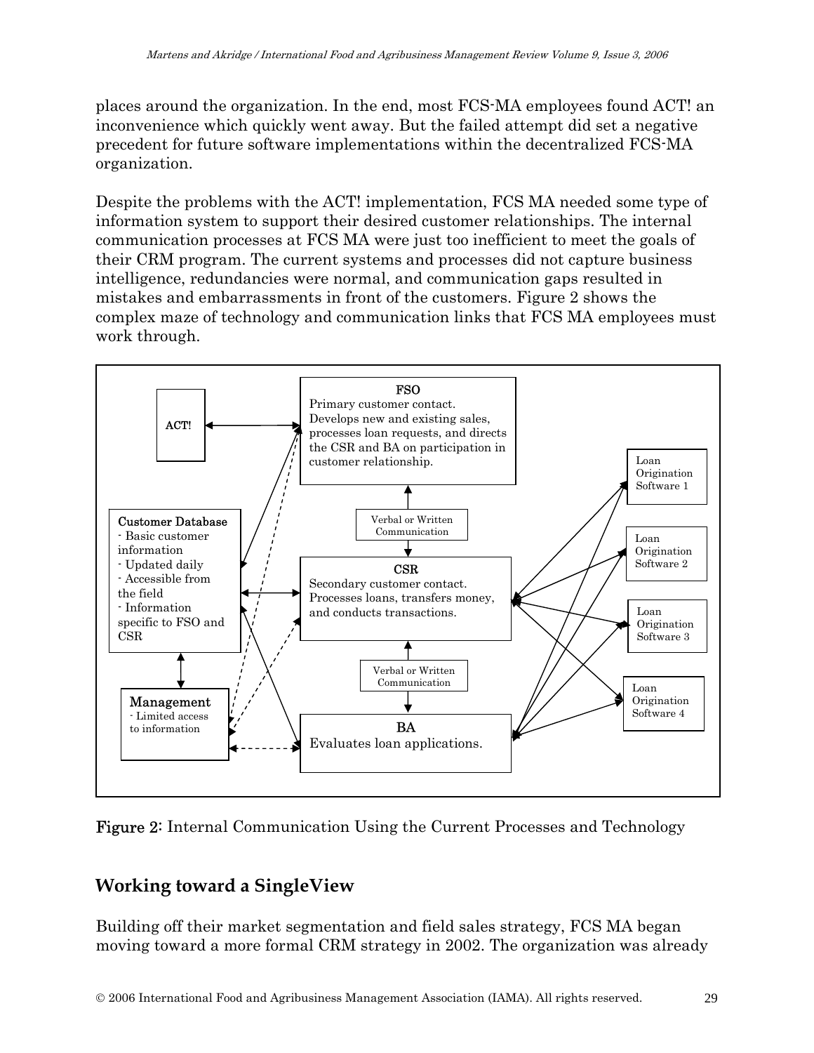places around the organization. In the end, most FCS-MA employees found ACT! an inconvenience which quickly went away. But the failed attempt did set a negative precedent for future software implementations within the decentralized FCS-MA organization.

Despite the problems with the ACT! implementation, FCS MA needed some type of information system to support their desired customer relationships. The internal communication processes at FCS MA were just too inefficient to meet the goals of their CRM program. The current systems and processes did not capture business intelligence, redundancies were normal, and communication gaps resulted in mistakes and embarrassments in front of the customers. Figure 2 shows the complex maze of technology and communication links that FCS MA employees must work through.

ACT!

**FSO**
Primary customer contact. Develops new and existing sales, processes loan requests, and directs the CSR and BA on participation in customer relationship.

Loan Origination Software 1

**Customer Database**
- Basic customer information
- Updated daily
- Accessible from the field
- Information specific to FSO and CSR

Verbal or Written Communication

Loan Origination Software 2

**CSR**
Secondary customer contact. Processes loans, transfers money, and conducts transactions.

Loan Origination Software 3

Verbal or Written Communication

Loan Origination Software 4

**Management**
- Limited access to information

**BA**
Evaluates loan applications.

**Figure 2:** Internal Communication Using the Current Processes and Technology

## Working toward a SingleView

Building off their market segmentation and field sales strategy, FCS MA began moving toward a more formal CRM strategy in 2002. The organization was already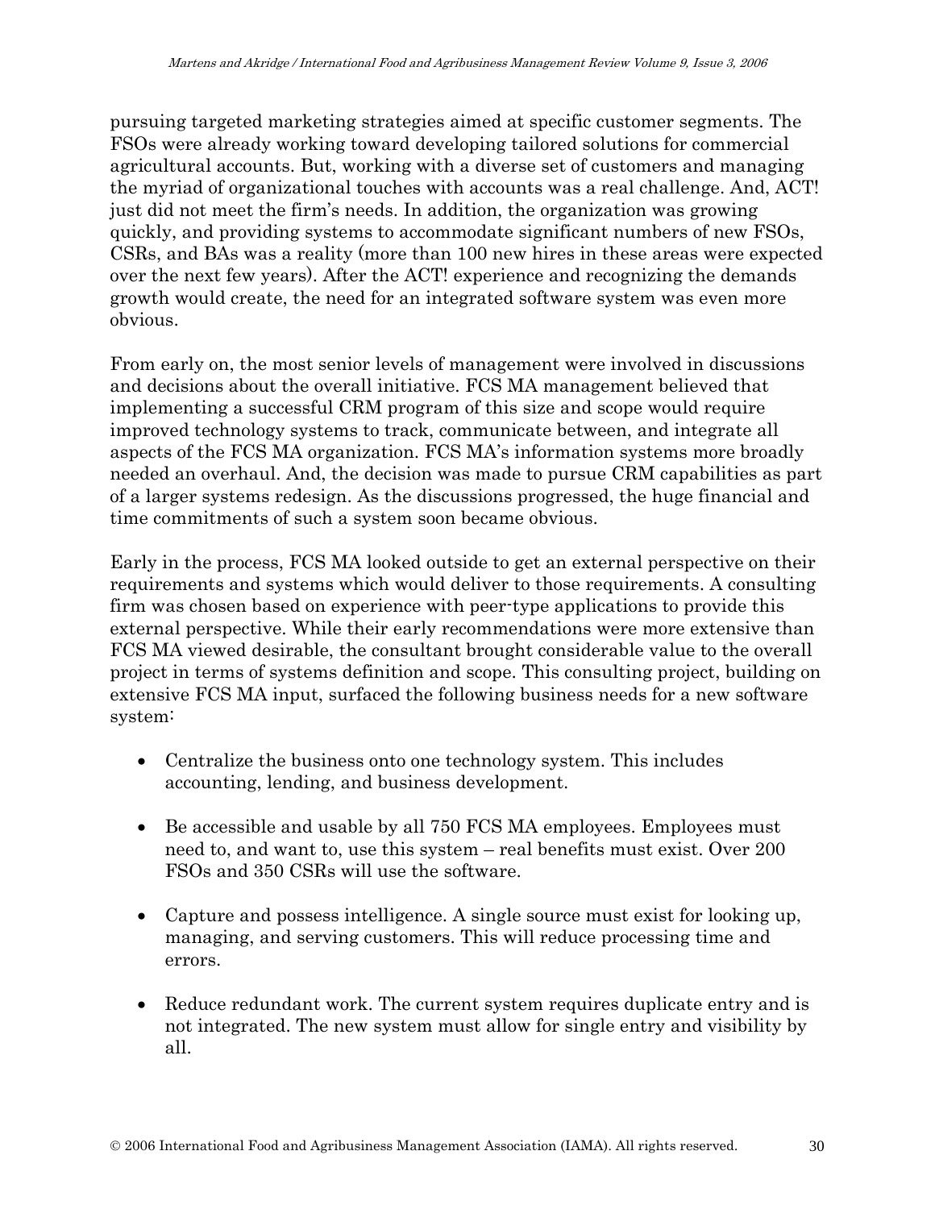pursuing targeted marketing strategies aimed at specific customer segments. The FSOs were already working toward developing tailored solutions for commercial agricultural accounts. But, working with a diverse set of customers and managing the myriad of organizational touches with accounts was a real challenge. And, ACT! just did not meet the firm's needs. In addition, the organization was growing quickly, and providing systems to accommodate significant numbers of new FSOs, CSRs, and BAs was a reality (more than 100 new hires in these areas were expected over the next few years). After the ACT! experience and recognizing the demands growth would create, the need for an integrated software system was even more obvious.

From early on, the most senior levels of management were involved in discussions and decisions about the overall initiative. FCS MA management believed that implementing a successful CRM program of this size and scope would require improved technology systems to track, communicate between, and integrate all aspects of the FCS MA organization. FCS MA's information systems more broadly needed an overhaul. And, the decision was made to pursue CRM capabilities as part of a larger systems redesign. As the discussions progressed, the huge financial and time commitments of such a system soon became obvious.

Early in the process, FCS MA looked outside to get an external perspective on their requirements and systems which would deliver to those requirements. A consulting firm was chosen based on experience with peer-type applications to provide this external perspective. While their early recommendations were more extensive than FCS MA viewed desirable, the consultant brought considerable value to the overall project in terms of systems definition and scope. This consulting project, building on extensive FCS MA input, surfaced the following business needs for a new software system:

- Centralize the business onto one technology system. This includes accounting, lending, and business development.
- Be accessible and usable by all 750 FCS MA employees. Employees must need to, and want to, use this system – real benefits must exist. Over 200 FSOs and 350 CSRs will use the software.
- Capture and possess intelligence. A single source must exist for looking up, managing, and serving customers. This will reduce processing time and errors.
- Reduce redundant work. The current system requires duplicate entry and is not integrated. The new system must allow for single entry and visibility by all.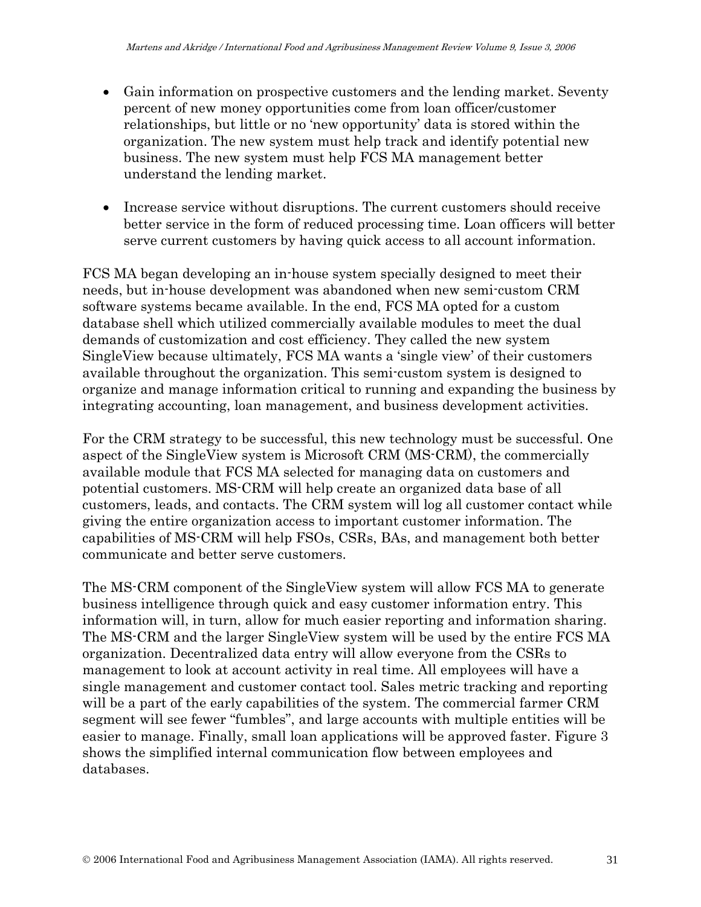- Gain information on prospective customers and the lending market. Seventy percent of new money opportunities come from loan officer/customer relationships, but little or no 'new opportunity' data is stored within the organization. The new system must help track and identify potential new business. The new system must help FCS MA management better understand the lending market.

- Increase service without disruptions. The current customers should receive better service in the form of reduced processing time. Loan officers will better serve current customers by having quick access to all account information.

FCS MA began developing an in-house system specially designed to meet their needs, but in-house development was abandoned when new semi-custom CRM software systems became available. In the end, FCS MA opted for a custom database shell which utilized commercially available modules to meet the dual demands of customization and cost efficiency. They called the new system SingleView because ultimately, FCS MA wants a 'single view' of their customers available throughout the organization. This semi-custom system is designed to organize and manage information critical to running and expanding the business by integrating accounting, loan management, and business development activities.

For the CRM strategy to be successful, this new technology must be successful. One aspect of the SingleView system is Microsoft CRM (MS-CRM), the commercially available module that FCS MA selected for managing data on customers and potential customers. MS-CRM will help create an organized data base of all customers, leads, and contacts. The CRM system will log all customer contact while giving the entire organization access to important customer information. The capabilities of MS-CRM will help FSOs, CSRs, BAs, and management both better communicate and better serve customers.

The MS-CRM component of the SingleView system will allow FCS MA to generate business intelligence through quick and easy customer information entry. This information will, in turn, allow for much easier reporting and information sharing. The MS-CRM and the larger SingleView system will be used by the entire FCS MA organization. Decentralized data entry will allow everyone from the CSRs to management to look at account activity in real time. All employees will have a single management and customer contact tool. Sales metric tracking and reporting will be a part of the early capabilities of the system. The commercial farmer CRM segment will see fewer "fumbles", and large accounts with multiple entities will be easier to manage. Finally, small loan applications will be approved faster. Figure 3 shows the simplified internal communication flow between employees and databases.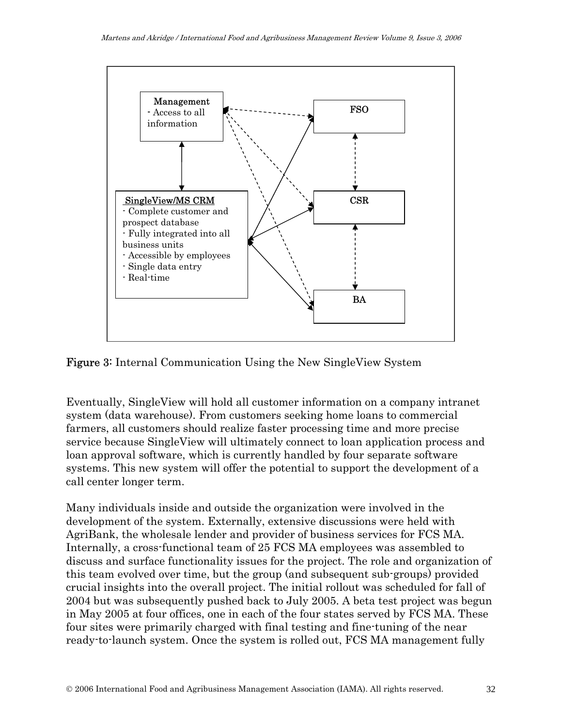Management
- Access to all information

FSO

SingleView/MS CRM
- Complete customer and prospect database
- Fully integrated into all business units
- Accessible by employees
- Single data entry
- Real-time

CSR

BA

**Figure 3:** Internal Communication Using the New SingleView System

Eventually, SingleView will hold all customer information on a company intranet system (data warehouse). From customers seeking home loans to commercial farmers, all customers should realize faster processing time and more precise service because SingleView will ultimately connect to loan application process and loan approval software, which is currently handled by four separate software systems. This new system will offer the potential to support the development of a call center longer term.

Many individuals inside and outside the organization were involved in the development of the system. Externally, extensive discussions were held with AgriBank, the wholesale lender and provider of business services for FCS MA. Internally, a cross-functional team of 25 FCS MA employees was assembled to discuss and surface functionality issues for the project. The role and organization of this team evolved over time, but the group (and subsequent sub-groups) provided crucial insights into the overall project. The initial rollout was scheduled for fall of 2004 but was subsequently pushed back to July 2005. A beta test project was begun in May 2005 at four offices, one in each of the four states served by FCS MA. These four sites were primarily charged with final testing and fine-tuning of the near ready-to-launch system. Once the system is rolled out, FCS MA management fully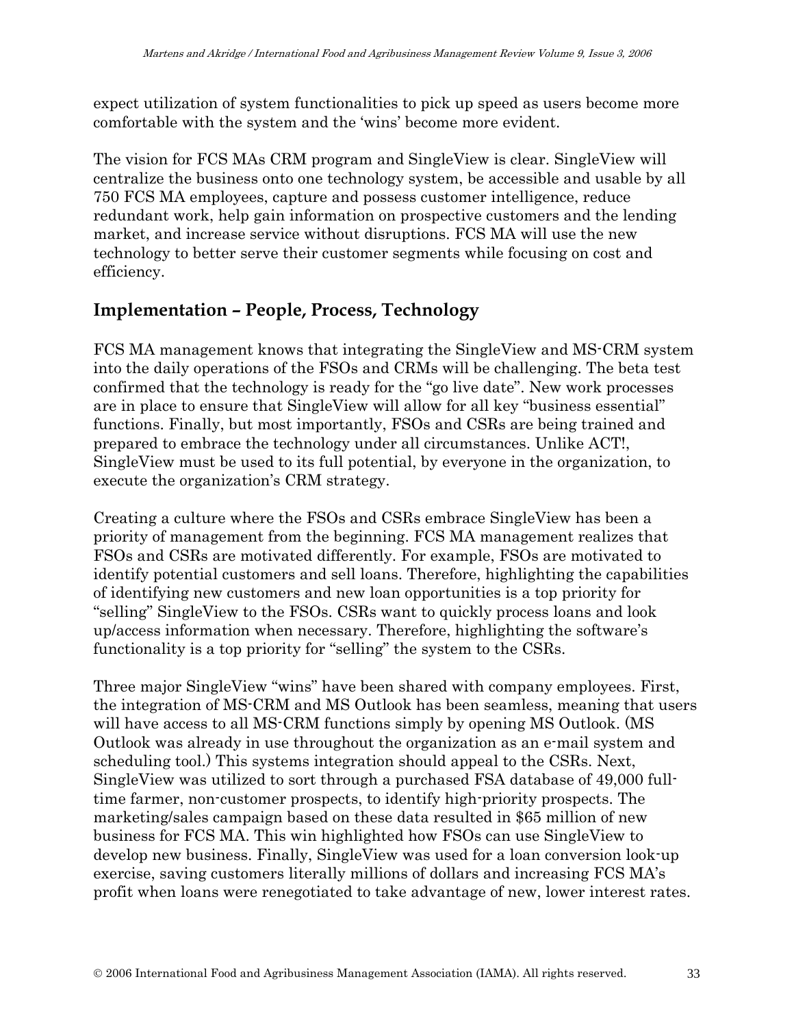expect utilization of system functionalities to pick up speed as users become more comfortable with the system and the 'wins' become more evident.

The vision for FCS MAs CRM program and SingleView is clear. SingleView will centralize the business onto one technology system, be accessible and usable by all 750 FCS MA employees, capture and possess customer intelligence, reduce redundant work, help gain information on prospective customers and the lending market, and increase service without disruptions. FCS MA will use the new technology to better serve their customer segments while focusing on cost and efficiency.

## Implementation – People, Process, Technology

FCS MA management knows that integrating the SingleView and MS-CRM system into the daily operations of the FSOs and CRMs will be challenging. The beta test confirmed that the technology is ready for the "go live date". New work processes are in place to ensure that SingleView will allow for all key "business essential" functions. Finally, but most importantly, FSOs and CSRs are being trained and prepared to embrace the technology under all circumstances. Unlike ACT!, SingleView must be used to its full potential, by everyone in the organization, to execute the organization's CRM strategy.

Creating a culture where the FSOs and CSRs embrace SingleView has been a priority of management from the beginning. FCS MA management realizes that FSOs and CSRs are motivated differently. For example, FSOs are motivated to identify potential customers and sell loans. Therefore, highlighting the capabilities of identifying new customers and new loan opportunities is a top priority for "selling" SingleView to the FSOs. CSRs want to quickly process loans and look up/access information when necessary. Therefore, highlighting the software's functionality is a top priority for "selling" the system to the CSRs.

Three major SingleView "wins" have been shared with company employees. First, the integration of MS-CRM and MS Outlook has been seamless, meaning that users will have access to all MS-CRM functions simply by opening MS Outlook. (MS Outlook was already in use throughout the organization as an e-mail system and scheduling tool.) This systems integration should appeal to the CSRs. Next, SingleView was utilized to sort through a purchased FSA database of 49,000 full-time farmer, non-customer prospects, to identify high-priority prospects. The marketing/sales campaign based on these data resulted in $65 million of new business for FCS MA. This win highlighted how FSOs can use SingleView to develop new business. Finally, SingleView was used for a loan conversion look-up exercise, saving customers literally millions of dollars and increasing FCS MA's profit when loans were renegotiated to take advantage of new, lower interest rates.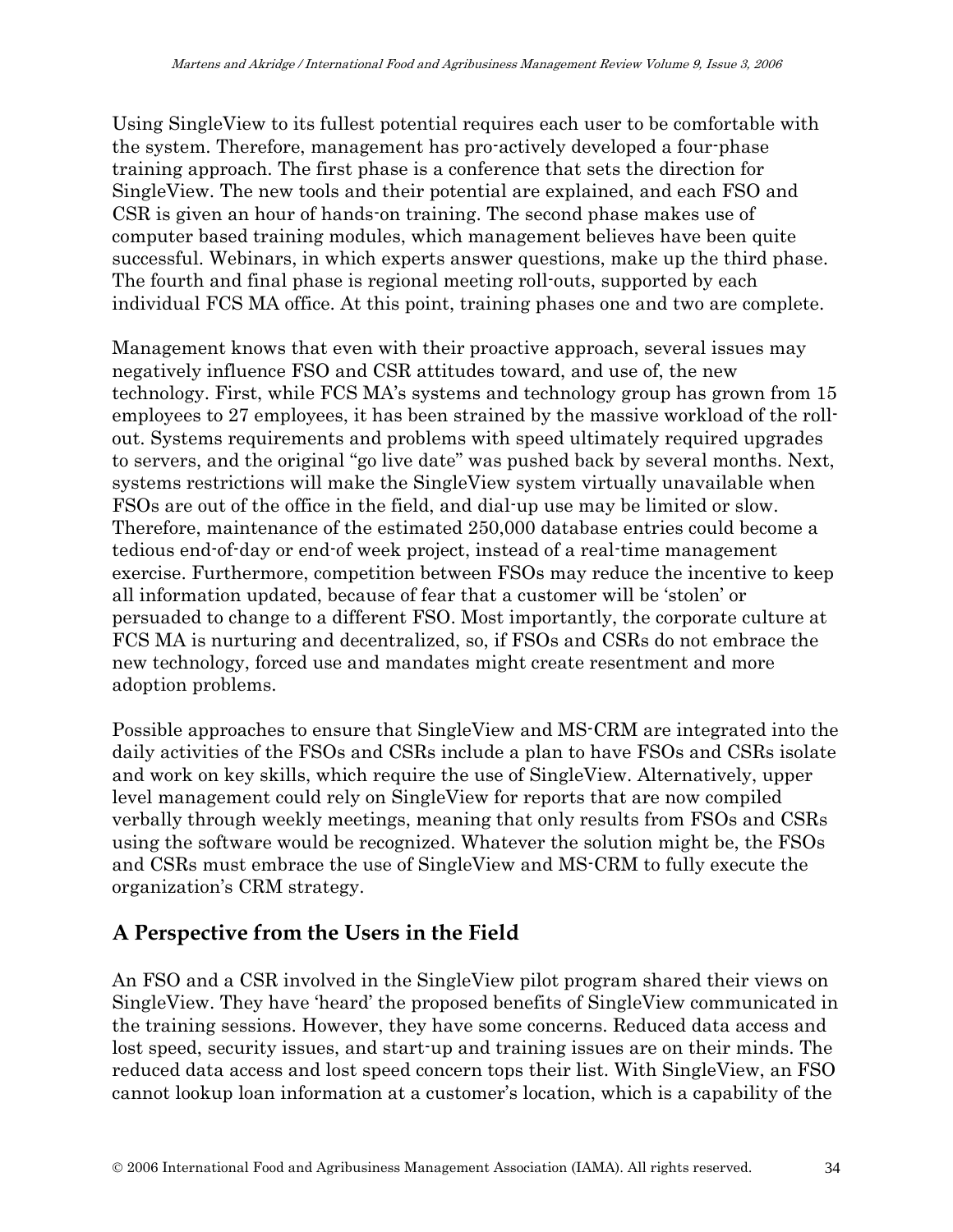Using SingleView to its fullest potential requires each user to be comfortable with the system. Therefore, management has pro-actively developed a four-phase training approach. The first phase is a conference that sets the direction for SingleView. The new tools and their potential are explained, and each FSO and CSR is given an hour of hands-on training. The second phase makes use of computer based training modules, which management believes have been quite successful. Webinars, in which experts answer questions, make up the third phase. The fourth and final phase is regional meeting roll-outs, supported by each individual FCS MA office. At this point, training phases one and two are complete.

Management knows that even with their proactive approach, several issues may negatively influence FSO and CSR attitudes toward, and use of, the new technology. First, while FCS MA's systems and technology group has grown from 15 employees to 27 employees, it has been strained by the massive workload of the roll-out. Systems requirements and problems with speed ultimately required upgrades to servers, and the original "go live date" was pushed back by several months. Next, systems restrictions will make the SingleView system virtually unavailable when FSOs are out of the office in the field, and dial-up use may be limited or slow. Therefore, maintenance of the estimated 250,000 database entries could become a tedious end-of-day or end-of week project, instead of a real-time management exercise. Furthermore, competition between FSOs may reduce the incentive to keep all information updated, because of fear that a customer will be 'stolen' or persuaded to change to a different FSO. Most importantly, the corporate culture at FCS MA is nurturing and decentralized, so, if FSOs and CSRs do not embrace the new technology, forced use and mandates might create resentment and more adoption problems.

Possible approaches to ensure that SingleView and MS-CRM are integrated into the daily activities of the FSOs and CSRs include a plan to have FSOs and CSRs isolate and work on key skills, which require the use of SingleView. Alternatively, upper level management could rely on SingleView for reports that are now compiled verbally through weekly meetings, meaning that only results from FSOs and CSRs using the software would be recognized. Whatever the solution might be, the FSOs and CSRs must embrace the use of SingleView and MS-CRM to fully execute the organization's CRM strategy.

## A Perspective from the Users in the Field

An FSO and a CSR involved in the SingleView pilot program shared their views on SingleView. They have 'heard' the proposed benefits of SingleView communicated in the training sessions. However, they have some concerns. Reduced data access and lost speed, security issues, and start-up and training issues are on their minds. The reduced data access and lost speed concern tops their list. With SingleView, an FSO cannot lookup loan information at a customer's location, which is a capability of the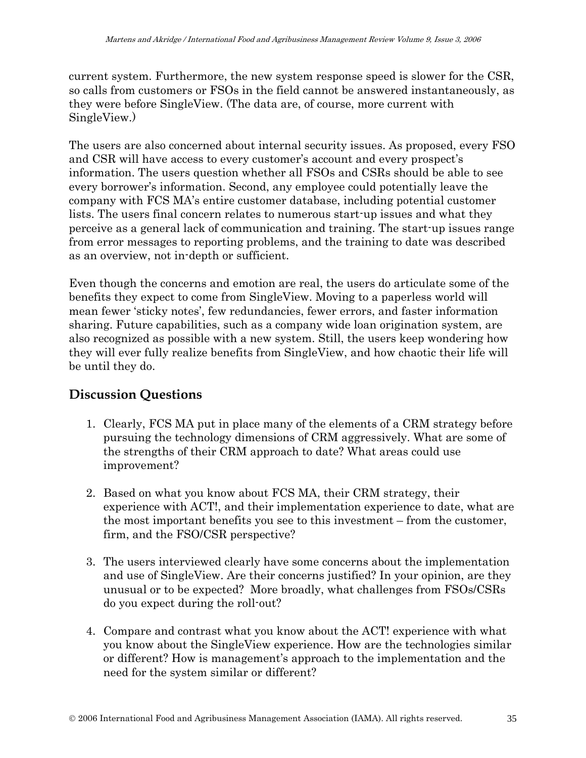current system. Furthermore, the new system response speed is slower for the CSR, so calls from customers or FSOs in the field cannot be answered instantaneously, as they were before SingleView. (The data are, of course, more current with SingleView.)

The users are also concerned about internal security issues. As proposed, every FSO and CSR will have access to every customer's account and every prospect's information. The users question whether all FSOs and CSRs should be able to see every borrower's information. Second, any employee could potentially leave the company with FCS MA's entire customer database, including potential customer lists. The users final concern relates to numerous start-up issues and what they perceive as a general lack of communication and training. The start-up issues range from error messages to reporting problems, and the training to date was described as an overview, not in-depth or sufficient.

Even though the concerns and emotion are real, the users do articulate some of the benefits they expect to come from SingleView. Moving to a paperless world will mean fewer 'sticky notes', few redundancies, fewer errors, and faster information sharing. Future capabilities, such as a company wide loan origination system, are also recognized as possible with a new system. Still, the users keep wondering how they will ever fully realize benefits from SingleView, and how chaotic their life will be until they do.

## Discussion Questions

1. Clearly, FCS MA put in place many of the elements of a CRM strategy before pursuing the technology dimensions of CRM aggressively. What are some of the strengths of their CRM approach to date? What areas could use improvement?

2. Based on what you know about FCS MA, their CRM strategy, their experience with ACT!, and their implementation experience to date, what are the most important benefits you see to this investment – from the customer, firm, and the FSO/CSR perspective?

3. The users interviewed clearly have some concerns about the implementation and use of SingleView. Are their concerns justified? In your opinion, are they unusual or to be expected? More broadly, what challenges from FSOs/CSRs do you expect during the roll-out?

4. Compare and contrast what you know about the ACT! experience with what you know about the SingleView experience. How are the technologies similar or different? How is management's approach to the implementation and the need for the system similar or different?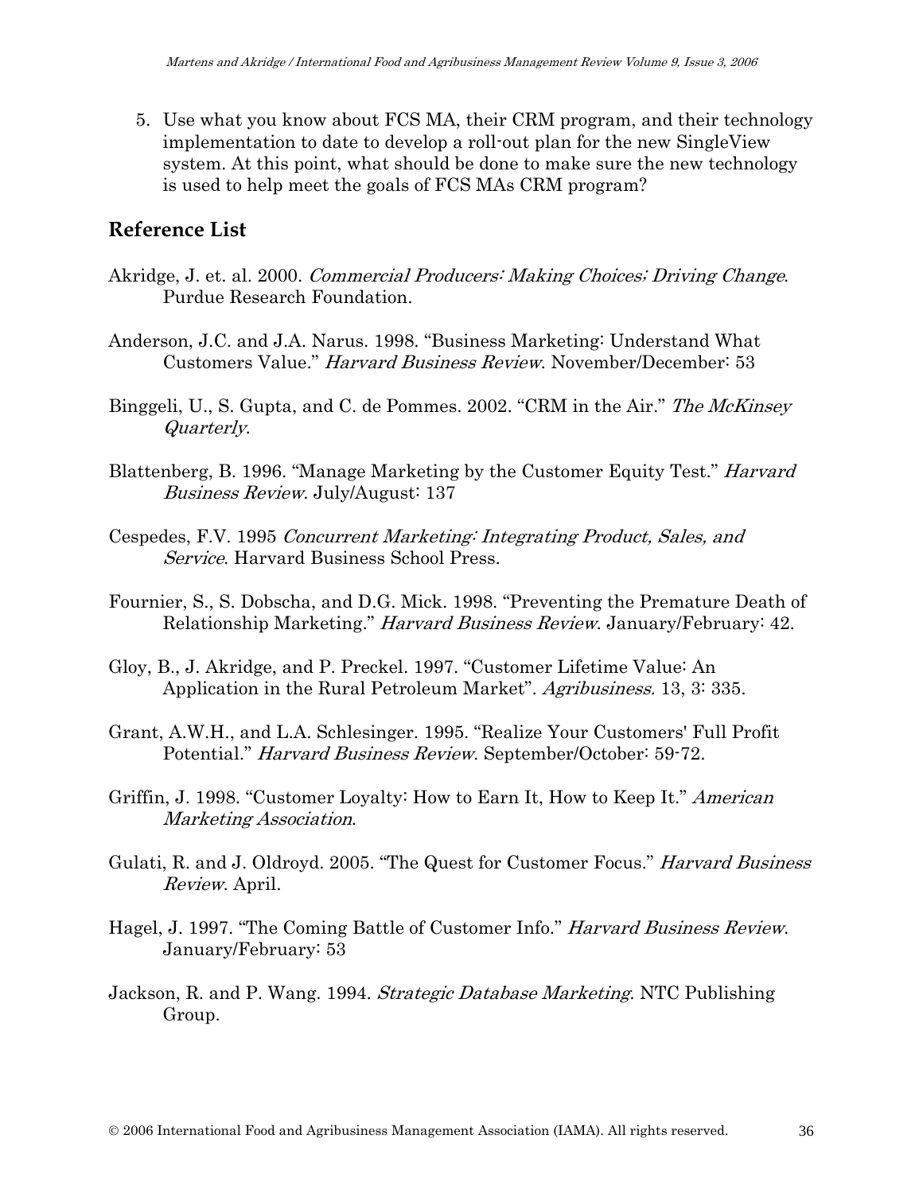5. Use what you know about FCS MA, their CRM program, and their technology implementation to date to develop a roll-out plan for the new SingleView system. At this point, what should be done to make sure the new technology is used to help meet the goals of FCS MAs CRM program?

## Reference List

Akridge, J. et. al. 2000. *Commercial Producers: Making Choices; Driving Change*. Purdue Research Foundation.

Anderson, J.C. and J.A. Narus. 1998. "Business Marketing: Understand What Customers Value." *Harvard Business Review*. November/December: 53

Binggeli, U., S. Gupta, and C. de Pommes. 2002. "CRM in the Air." *The McKinsey Quarterly*.

Blattenberg, B. 1996. "Manage Marketing by the Customer Equity Test." *Harvard Business Review*. July/August: 137

Cespedes, F.V. 1995 *Concurrent Marketing: Integrating Product, Sales, and Service*. Harvard Business School Press.

Fournier, S., S. Dobscha, and D.G. Mick. 1998. "Preventing the Premature Death of Relationship Marketing." *Harvard Business Review*. January/February: 42.

Gloy, B., J. Akridge, and P. Preckel. 1997. "Customer Lifetime Value: An Application in the Rural Petroleum Market". *Agribusiness.* 13, 3: 335.

Grant, A.W.H., and L.A. Schlesinger. 1995. "Realize Your Customers' Full Profit Potential." *Harvard Business Review*. September/October: 59-72.

Griffin, J. 1998. "Customer Loyalty: How to Earn It, How to Keep It." *American Marketing Association*.

Gulati, R. and J. Oldroyd. 2005. "The Quest for Customer Focus." *Harvard Business Review*. April.

Hagel, J. 1997. "The Coming Battle of Customer Info." *Harvard Business Review*. January/February: 53

Jackson, R. and P. Wang. 1994. *Strategic Database Marketing*. NTC Publishing Group.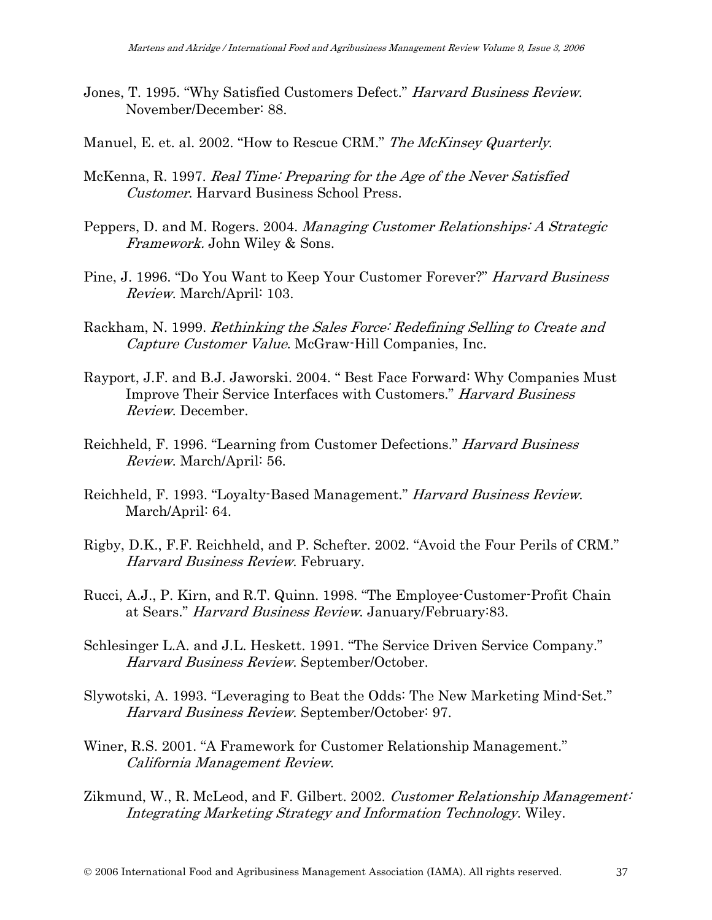Jones, T. 1995. "Why Satisfied Customers Defect." *Harvard Business Review*. November/December: 88.

Manuel, E. et. al. 2002. "How to Rescue CRM." *The McKinsey Quarterly*.

McKenna, R. 1997. *Real Time: Preparing for the Age of the Never Satisfied Customer*. Harvard Business School Press.

Peppers, D. and M. Rogers. 2004. *Managing Customer Relationships: A Strategic Framework.* John Wiley & Sons.

Pine, J. 1996. "Do You Want to Keep Your Customer Forever?" *Harvard Business Review*. March/April: 103.

Rackham, N. 1999. *Rethinking the Sales Force: Redefining Selling to Create and Capture Customer Value*. McGraw-Hill Companies, Inc.

Rayport, J.F. and B.J. Jaworski. 2004. " Best Face Forward: Why Companies Must Improve Their Service Interfaces with Customers." *Harvard Business Review*. December.

Reichheld, F. 1996. "Learning from Customer Defections." *Harvard Business Review*. March/April: 56.

Reichheld, F. 1993. "Loyalty-Based Management." *Harvard Business Review*. March/April: 64.

Rigby, D.K., F.F. Reichheld, and P. Schefter. 2002. "Avoid the Four Perils of CRM." *Harvard Business Review*. February.

Rucci, A.J., P. Kirn, and R.T. Quinn. 1998. "The Employee-Customer-Profit Chain at Sears." *Harvard Business Review*. January/February:83.

Schlesinger L.A. and J.L. Heskett. 1991. "The Service Driven Service Company." *Harvard Business Review*. September/October.

Slywotski, A. 1993. "Leveraging to Beat the Odds: The New Marketing Mind-Set." *Harvard Business Review*. September/October: 97.

Winer, R.S. 2001. "A Framework for Customer Relationship Management." *California Management Review*.

Zikmund, W., R. McLeod, and F. Gilbert. 2002. *Customer Relationship Management: Integrating Marketing Strategy and Information Technology*. Wiley.